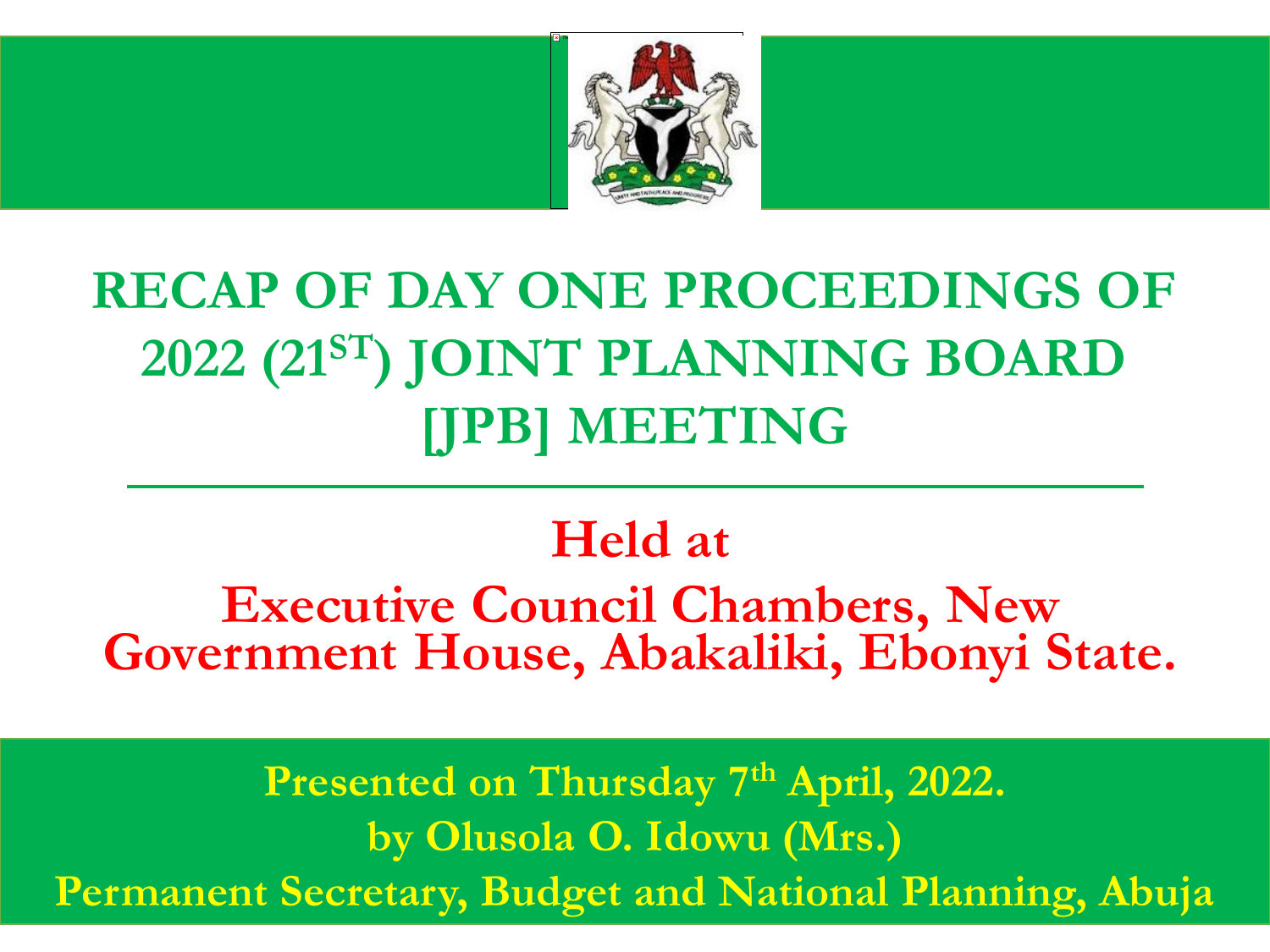# RECAP OF DAY ONE PROCEEDINGS OF 2022 (21ST) JOINT PLANNING BOARD [JPB] MEETING

## Held at

## Executive Council Chambers, New Government House, Abakaliki, Ebonyi State.

**Presented on Thursday 7th April, 2022.**

**by Olusola O. Idowu (Mrs.)**

**Permanent Secretary, Budget and National Planning, Abuja**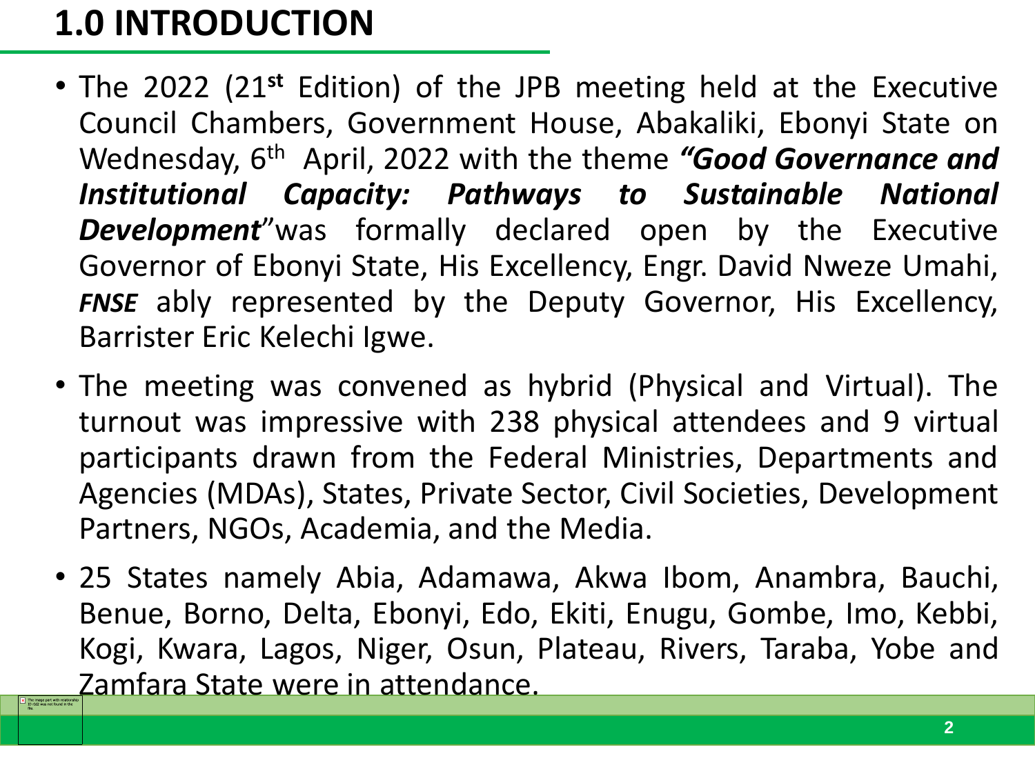# 1.0 INTRODUCTION

- The 2022 (21st Edition) of the JPB meeting held at the Executive Council Chambers, Government House, Abakaliki, Ebonyi State on Wednesday, 6th April, 2022 with the theme ***"Good Governance and Institutional Capacity: Pathways to Sustainable National Development***"was formally declared open by the Executive Governor of Ebonyi State, His Excellency, Engr. David Nweze Umahi, ***FNSE*** ably represented by the Deputy Governor, His Excellency, Barrister Eric Kelechi Igwe.
- The meeting was convened as hybrid (Physical and Virtual). The turnout was impressive with 238 physical attendees and 9 virtual participants drawn from the Federal Ministries, Departments and Agencies (MDAs), States, Private Sector, Civil Societies, Development Partners, NGOs, Academia, and the Media.
- 25 States namely Abia, Adamawa, Akwa Ibom, Anambra, Bauchi, Benue, Borno, Delta, Ebonyi, Edo, Ekiti, Enugu, Gombe, Imo, Kebbi, Kogi, Kwara, Lagos, Niger, Osun, Plateau, Rivers, Taraba, Yobe and Zamfara State were in attendance.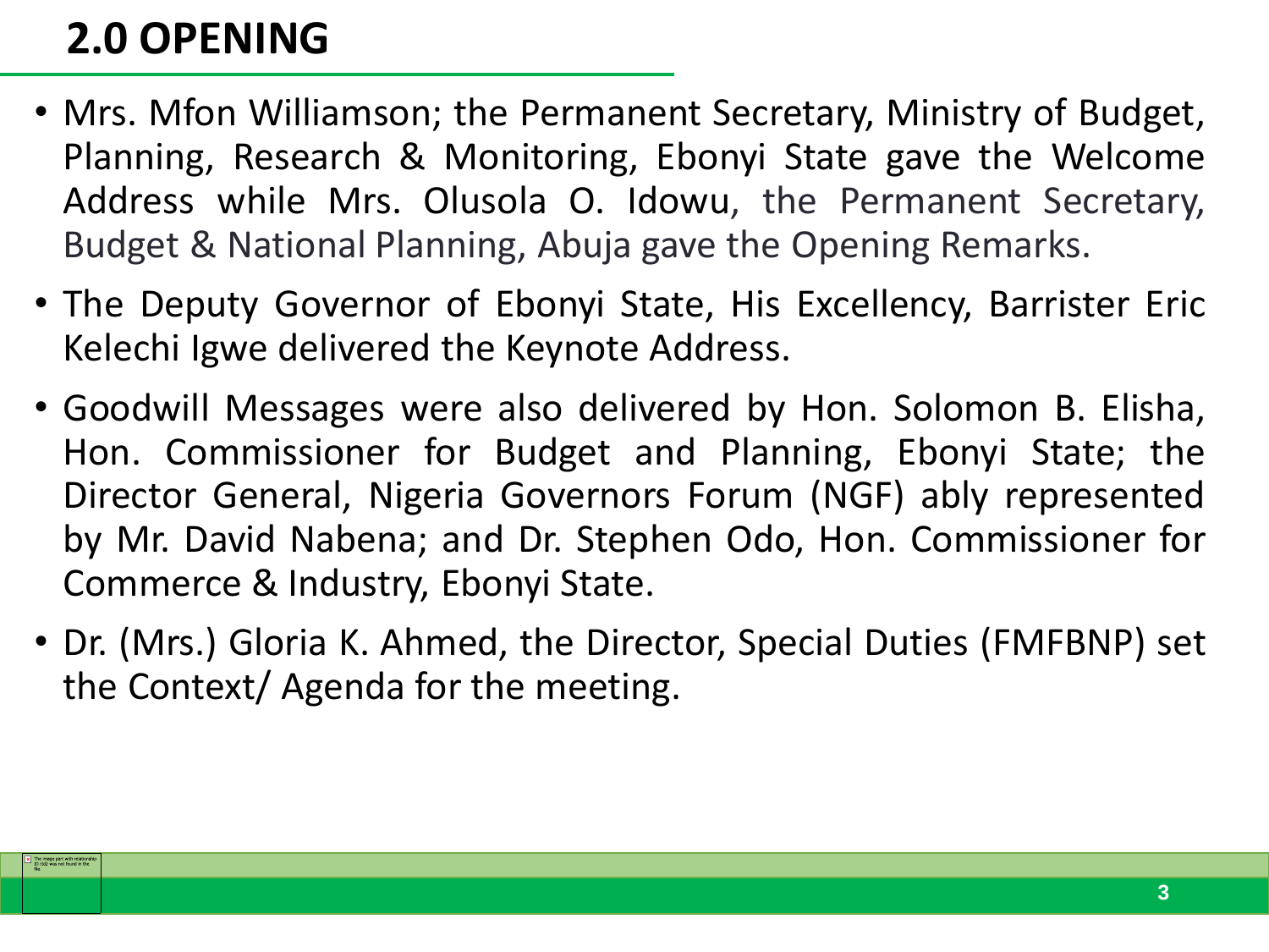# 2.0 OPENING

- Mrs. Mfon Williamson; the Permanent Secretary, Ministry of Budget, Planning, Research & Monitoring, Ebonyi State gave the Welcome Address while Mrs. Olusola O. Idowu, the Permanent Secretary, Budget & National Planning, Abuja gave the Opening Remarks.
- The Deputy Governor of Ebonyi State, His Excellency, Barrister Eric Kelechi Igwe delivered the Keynote Address.
- Goodwill Messages were also delivered by Hon. Solomon B. Elisha, Hon. Commissioner for Budget and Planning, Ebonyi State; the Director General, Nigeria Governors Forum (NGF) ably represented by Mr. David Nabena; and Dr. Stephen Odo, Hon. Commissioner for Commerce & Industry, Ebonyi State.
- Dr. (Mrs.) Gloria K. Ahmed, the Director, Special Duties (FMFBNP) set the Context/ Agenda for the meeting.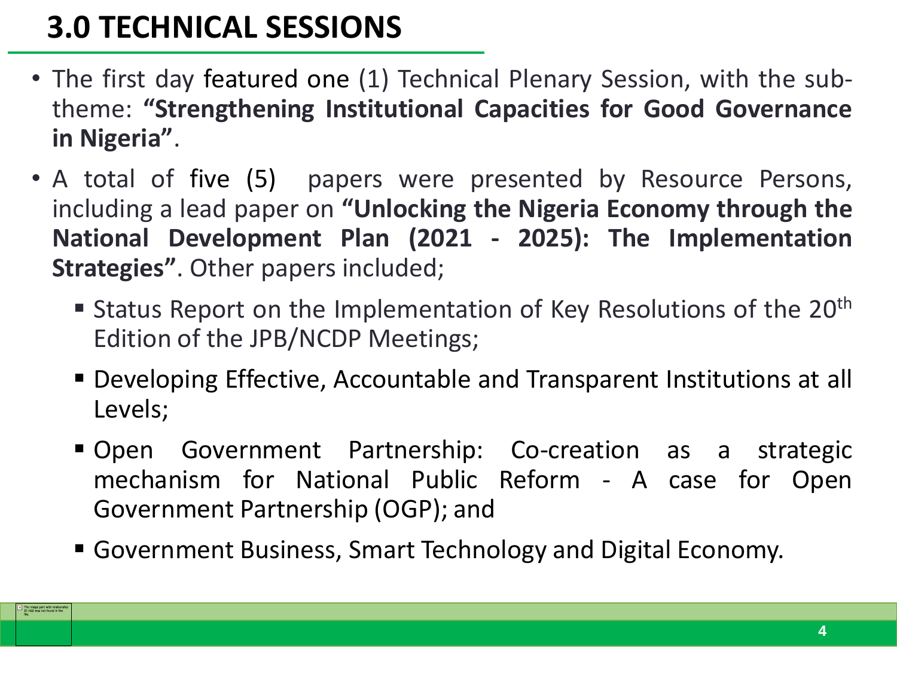# 3.0 TECHNICAL SESSIONS

- The first day featured one (1) Technical Plenary Session, with the sub-theme: **"Strengthening Institutional Capacities for Good Governance in Nigeria"**.
- A total of five (5) papers were presented by Resource Persons, including a lead paper on **"Unlocking the Nigeria Economy through the National Development Plan (2021 - 2025): The Implementation Strategies"**. Other papers included;
  - Status Report on the Implementation of Key Resolutions of the 20th Edition of the JPB/NCDP Meetings;
  - Developing Effective, Accountable and Transparent Institutions at all Levels;
  - Open Government Partnership: Co-creation as a strategic mechanism for National Public Reform - A case for Open Government Partnership (OGP); and
  - Government Business, Smart Technology and Digital Economy.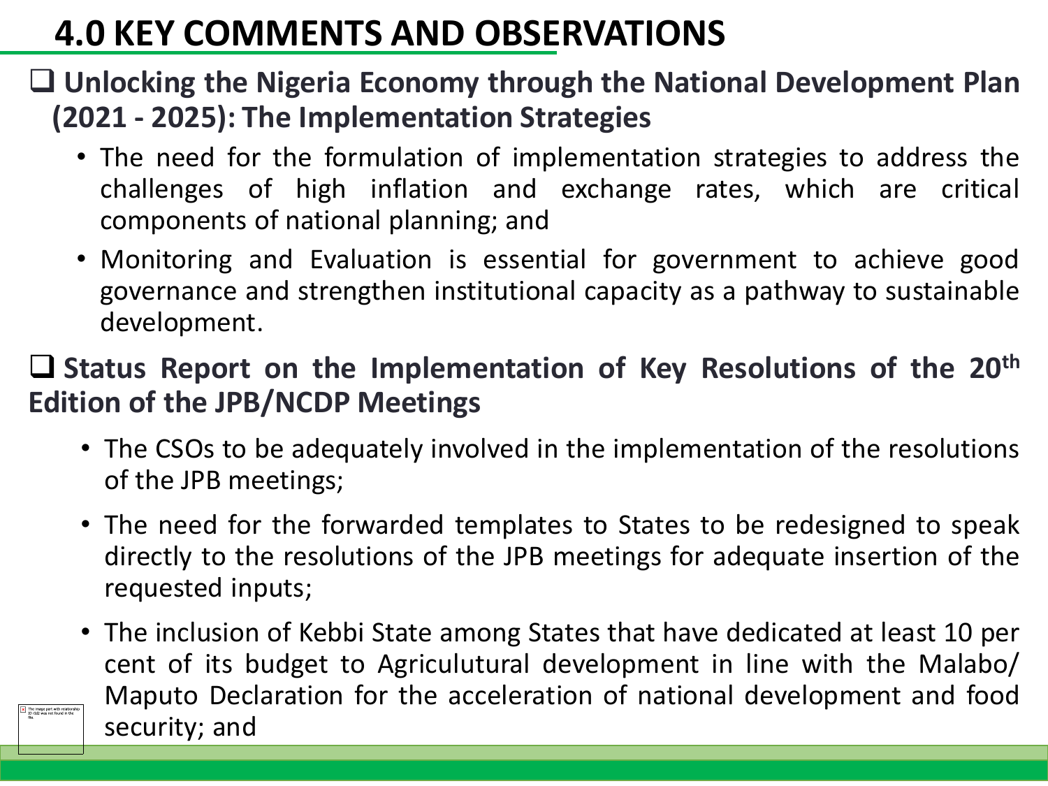# 4.0 KEY COMMENTS AND OBSERVATIONS

- **Unlocking the Nigeria Economy through the National Development Plan (2021 - 2025): The Implementation Strategies**
  - The need for the formulation of implementation strategies to address the challenges of high inflation and exchange rates, which are critical components of national planning; and
  - Monitoring and Evaluation is essential for government to achieve good governance and strengthen institutional capacity as a pathway to sustainable development.

- **Status Report on the Implementation of Key Resolutions of the 20th Edition of the JPB/NCDP Meetings**
  - The CSOs to be adequately involved in the implementation of the resolutions of the JPB meetings;
  - The need for the forwarded templates to States to be redesigned to speak directly to the resolutions of the JPB meetings for adequate insertion of the requested inputs;
  - The inclusion of Kebbi State among States that have dedicated at least 10 per cent of its budget to Agriculutural development in line with the Malabo/ Maputo Declaration for the acceleration of national development and food security; and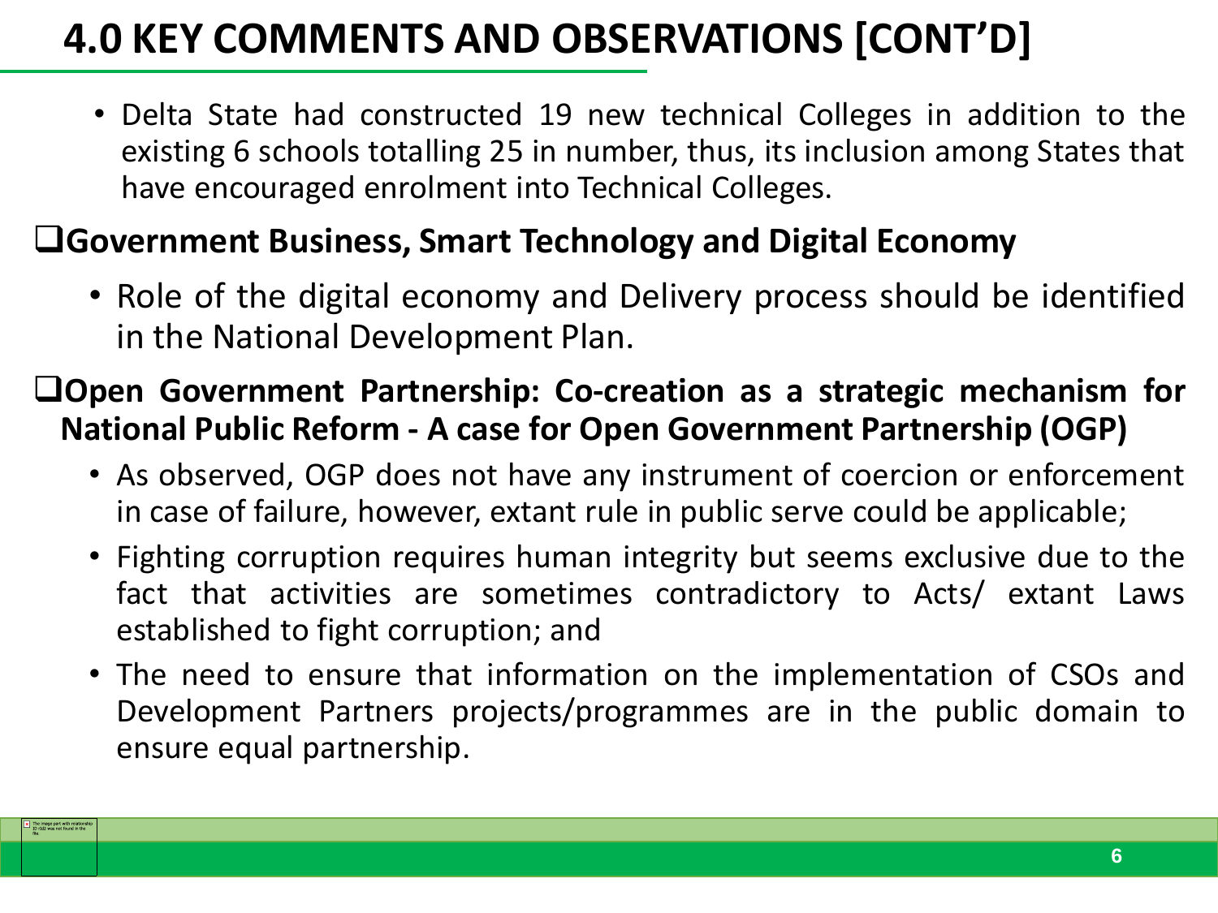# 4.0 KEY COMMENTS AND OBSERVATIONS [CONT'D]

- Delta State had constructed 19 new technical Colleges in addition to the existing 6 schools totalling 25 in number, thus, its inclusion among States that have encouraged enrolment into Technical Colleges.

## Government Business, Smart Technology and Digital Economy

- Role of the digital economy and Delivery process should be identified in the National Development Plan.

## Open Government Partnership: Co-creation as a strategic mechanism for National Public Reform - A case for Open Government Partnership (OGP)

- As observed, OGP does not have any instrument of coercion or enforcement in case of failure, however, extant rule in public serve could be applicable;
- Fighting corruption requires human integrity but seems exclusive due to the fact that activities are sometimes contradictory to Acts/ extant Laws established to fight corruption; and
- The need to ensure that information on the implementation of CSOs and Development Partners projects/programmes are in the public domain to ensure equal partnership.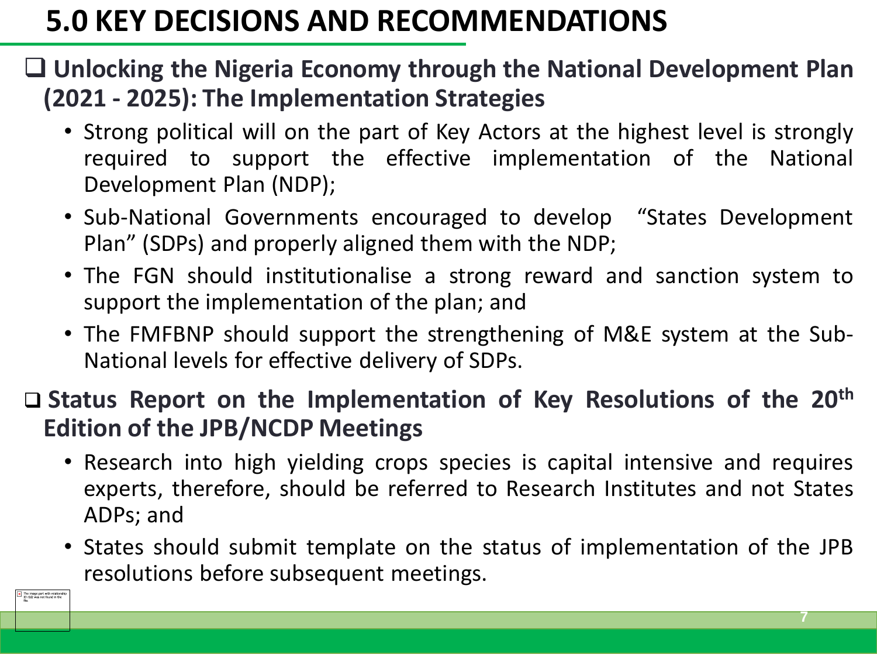# 5.0 KEY DECISIONS AND RECOMMENDATIONS

## Unlocking the Nigeria Economy through the National Development Plan (2021 - 2025): The Implementation Strategies

- Strong political will on the part of Key Actors at the highest level is strongly required to support the effective implementation of the National Development Plan (NDP);
- Sub-National Governments encouraged to develop "States Development Plan" (SDPs) and properly aligned them with the NDP;
- The FGN should institutionalise a strong reward and sanction system to support the implementation of the plan; and
- The FMFBNP should support the strengthening of M&E system at the Sub-National levels for effective delivery of SDPs.

## Status Report on the Implementation of Key Resolutions of the 20th Edition of the JPB/NCDP Meetings

- Research into high yielding crops species is capital intensive and requires experts, therefore, should be referred to Research Institutes and not States ADPs; and
- States should submit template on the status of implementation of the JPB resolutions before subsequent meetings.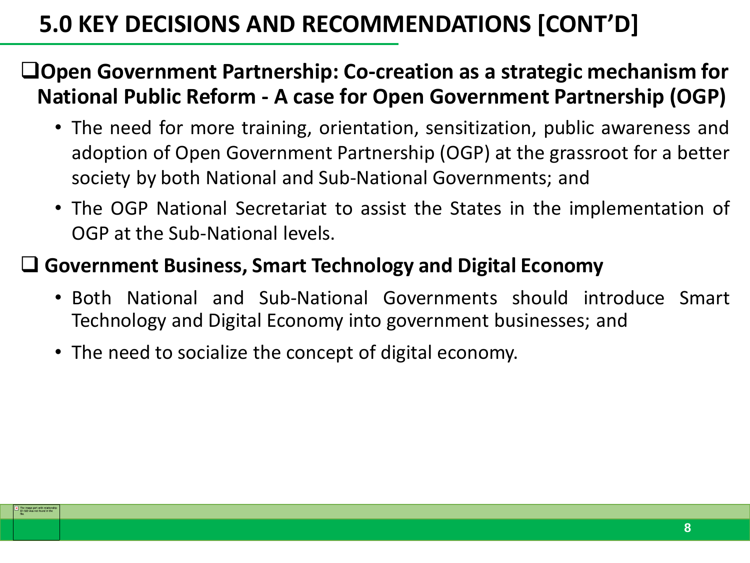# 5.0 KEY DECISIONS AND RECOMMENDATIONS [CONT'D]

## Open Government Partnership: Co-creation as a strategic mechanism for National Public Reform - A case for Open Government Partnership (OGP)

- The need for more training, orientation, sensitization, public awareness and adoption of Open Government Partnership (OGP) at the grassroot for a better society by both National and Sub-National Governments; and
- The OGP National Secretariat to assist the States in the implementation of OGP at the Sub-National levels.

## Government Business, Smart Technology and Digital Economy

- Both National and Sub-National Governments should introduce Smart Technology and Digital Economy into government businesses; and
- The need to socialize the concept of digital economy.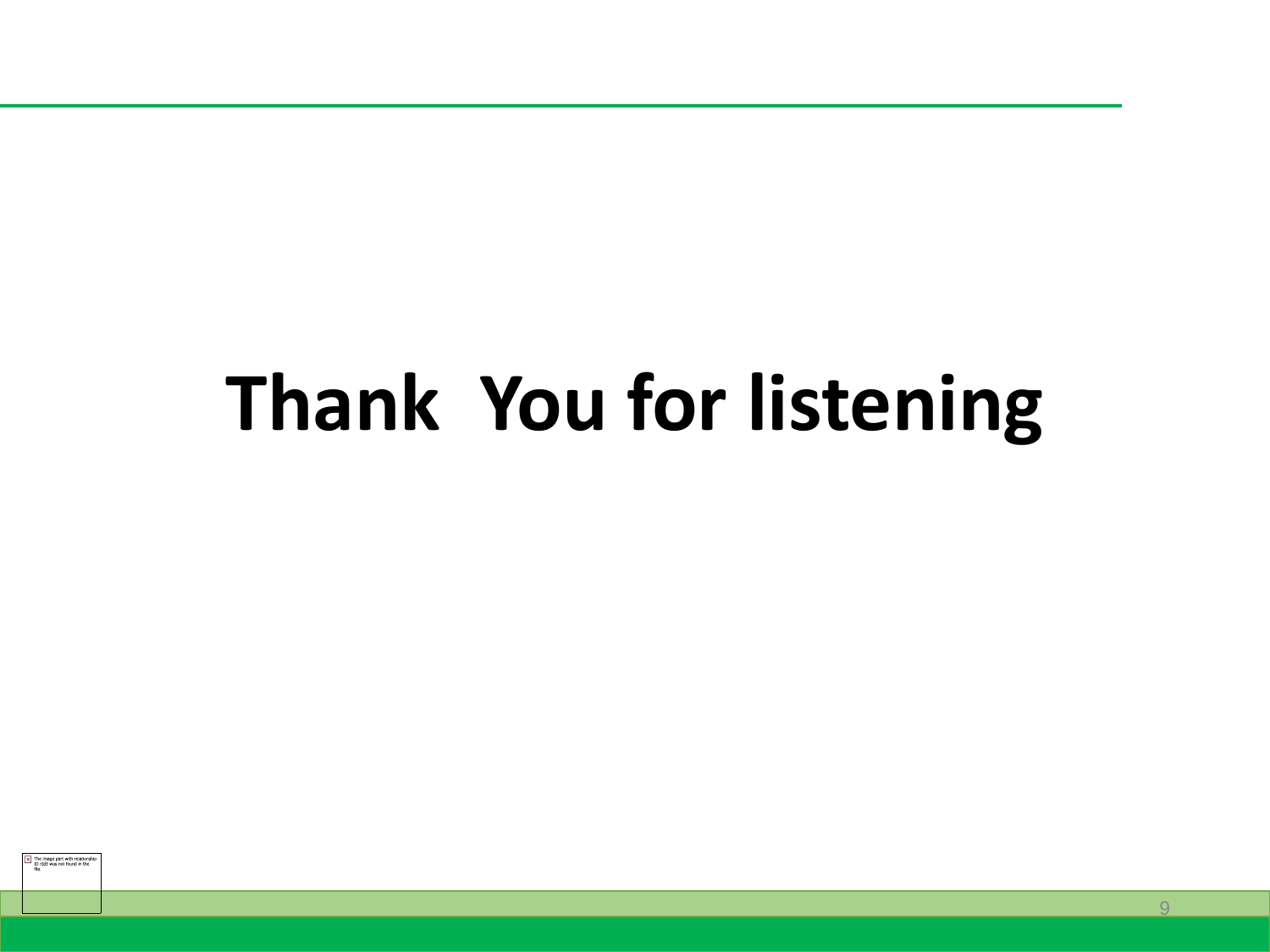# Thank You for listening